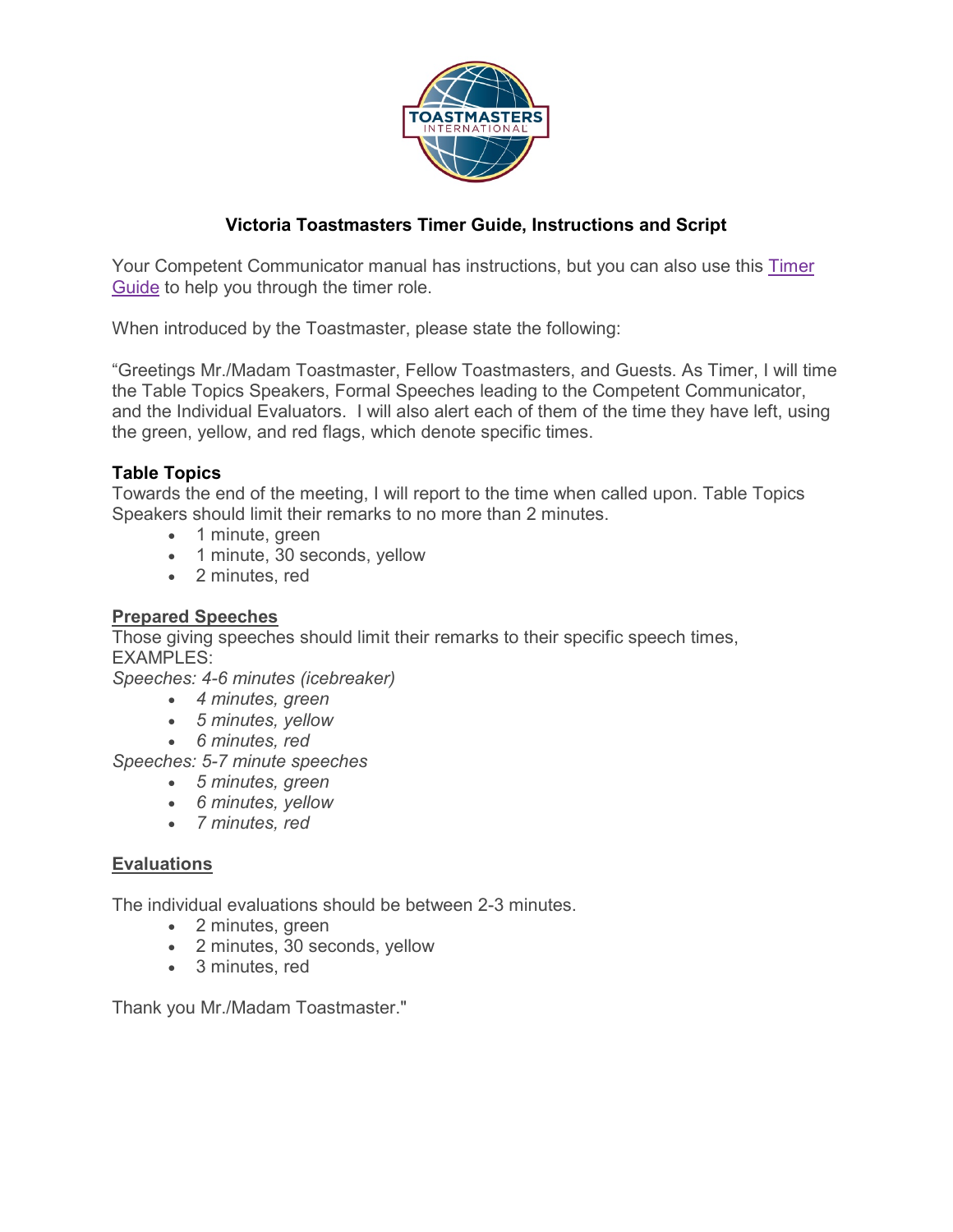# Victoria Toastmasters Timer Guide, Instructions and Script

Your Competent Communicator manual has instructions, but you can also use this [Timer Guide] to help you through the timer role.

When introduced by the Toastmaster, please state the following:

"Greetings Mr./Madam Toastmaster, Fellow Toastmasters, and Guests. As Timer, I will time the Table Topics Speakers, Formal Speeches leading to the Competent Communicator, and the Individual Evaluators. I will also alert each of them of the time they have left, using the green, yellow, and red flags, which denote specific times.

**Table Topics**

Towards the end of the meeting, I will report to the time when called upon. Table Topics Speakers should limit their remarks to no more than 2 minutes.

- 1 minute, green
- 1 minute, 30 seconds, yellow
- 2 minutes, red

**Prepared Speeches**

Those giving speeches should limit their remarks to their specific speech times, EXAMPLES:

*Speeches: 4-6 minutes (icebreaker)*

- *4 minutes, green*
- *5 minutes, yellow*
- *6 minutes, red*

*Speeches: 5-7 minute speeches*

- *5 minutes, green*
- *6 minutes, yellow*
- *7 minutes, red*

**Evaluations**

The individual evaluations should be between 2-3 minutes.

- 2 minutes, green
- 2 minutes, 30 seconds, yellow
- 3 minutes, red

Thank you Mr./Madam Toastmaster."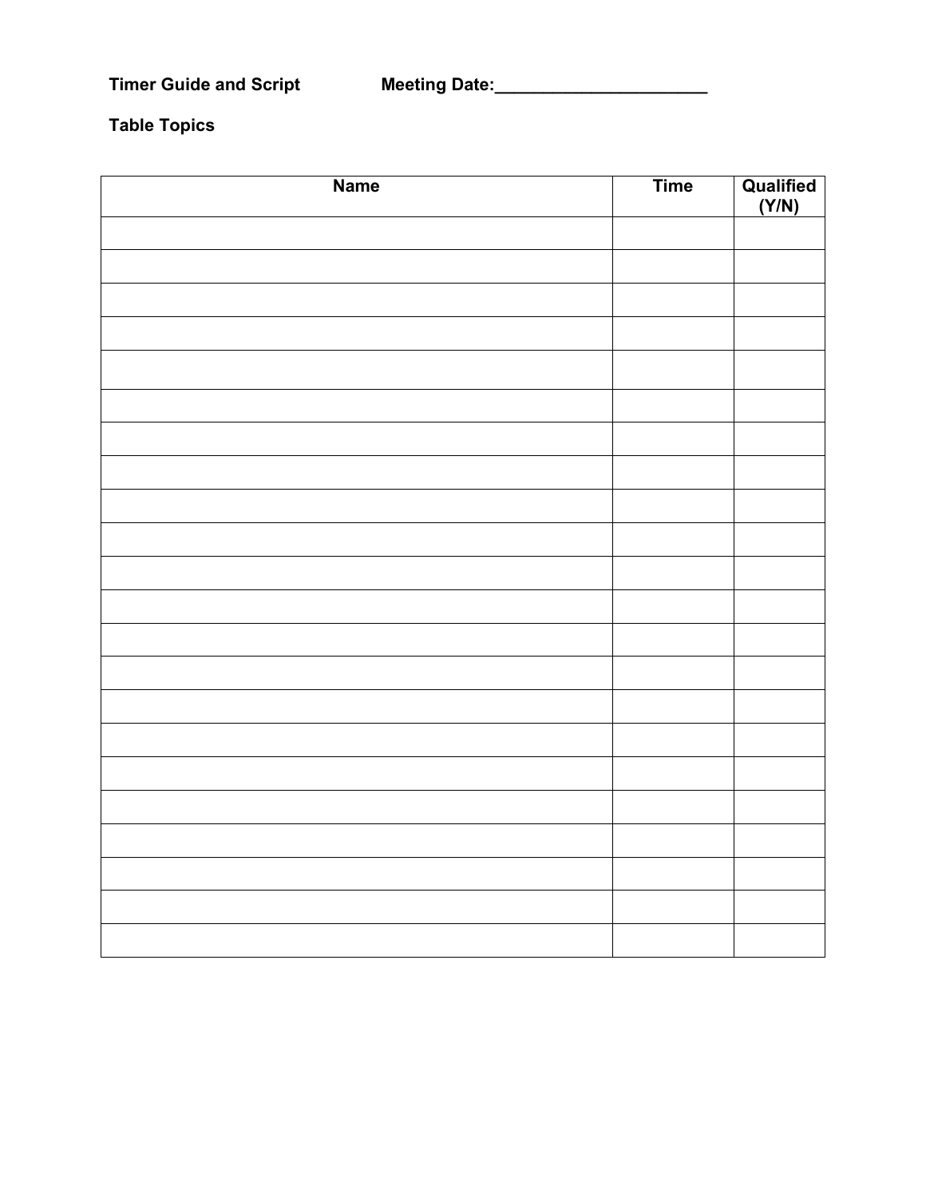**Timer Guide and Script** **Meeting Date:______________________**

**Table Topics**

| Name | Time | Qualified (Y/N) |
|---|---|---|
| | | |
| | | |
| | | |
| | | |
| | | |
| | | |
| | | |
| | | |
| | | |
| | | |
| | | |
| | | |
| | | |
| | | |
| | | |
| | | |
| | | |
| | | |
| | | |
| | | |
| | | |
| | | |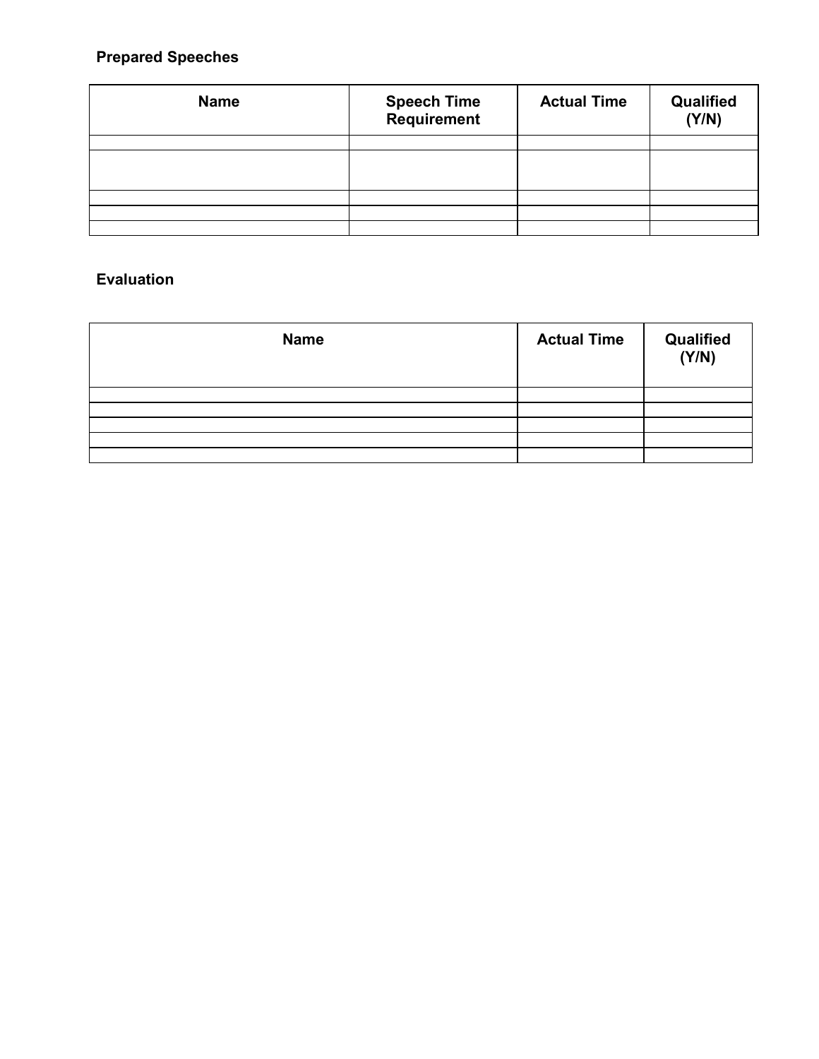**Prepared Speeches**

| Name | Speech Time Requirement | Actual Time | Qualified (Y/N) |
| --- | --- | --- | --- |
| | | | |
| | | | |
| | | | |
| | | | |
| | | | |

**Evaluation**

| Name | Actual Time | Qualified (Y/N) |
| --- | --- | --- |
| | | |
| | | |
| | | |
| | | |
| | | |